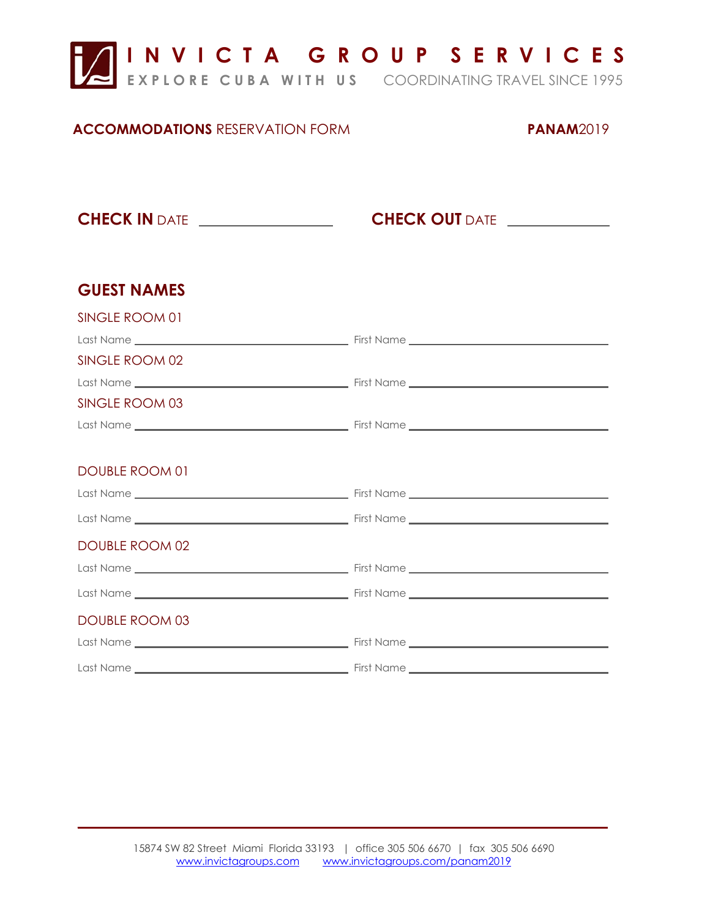# INVICTA GROUP SERVICES

EXPLORE CUBA WITH US    COORDINATING TRAVEL SINCE 1995

**ACCOMMODATIONS** RESERVATION FORM    **PANAM**2019

**CHECK IN** DATE ____________________    **CHECK OUT** DATE ______________

## GUEST NAMES

SINGLE ROOM 01

Last Name ________________________________ First Name ______________________________

SINGLE ROOM 02

Last Name ________________________________ First Name ______________________________

SINGLE ROOM 03

Last Name ________________________________ First Name ______________________________

DOUBLE ROOM 01

Last Name ________________________________ First Name ______________________________

Last Name ________________________________ First Name ______________________________

DOUBLE ROOM 02

Last Name ________________________________ First Name ______________________________

Last Name ________________________________ First Name ______________________________

DOUBLE ROOM 03

Last Name ________________________________ First Name ______________________________

Last Name ________________________________ First Name ______________________________

15874 SW 82 Street Miami Florida 33193 | office 305 506 6670 | fax 305 506 6690
www.invictagroups.com    www.invictagroups.com/panam2019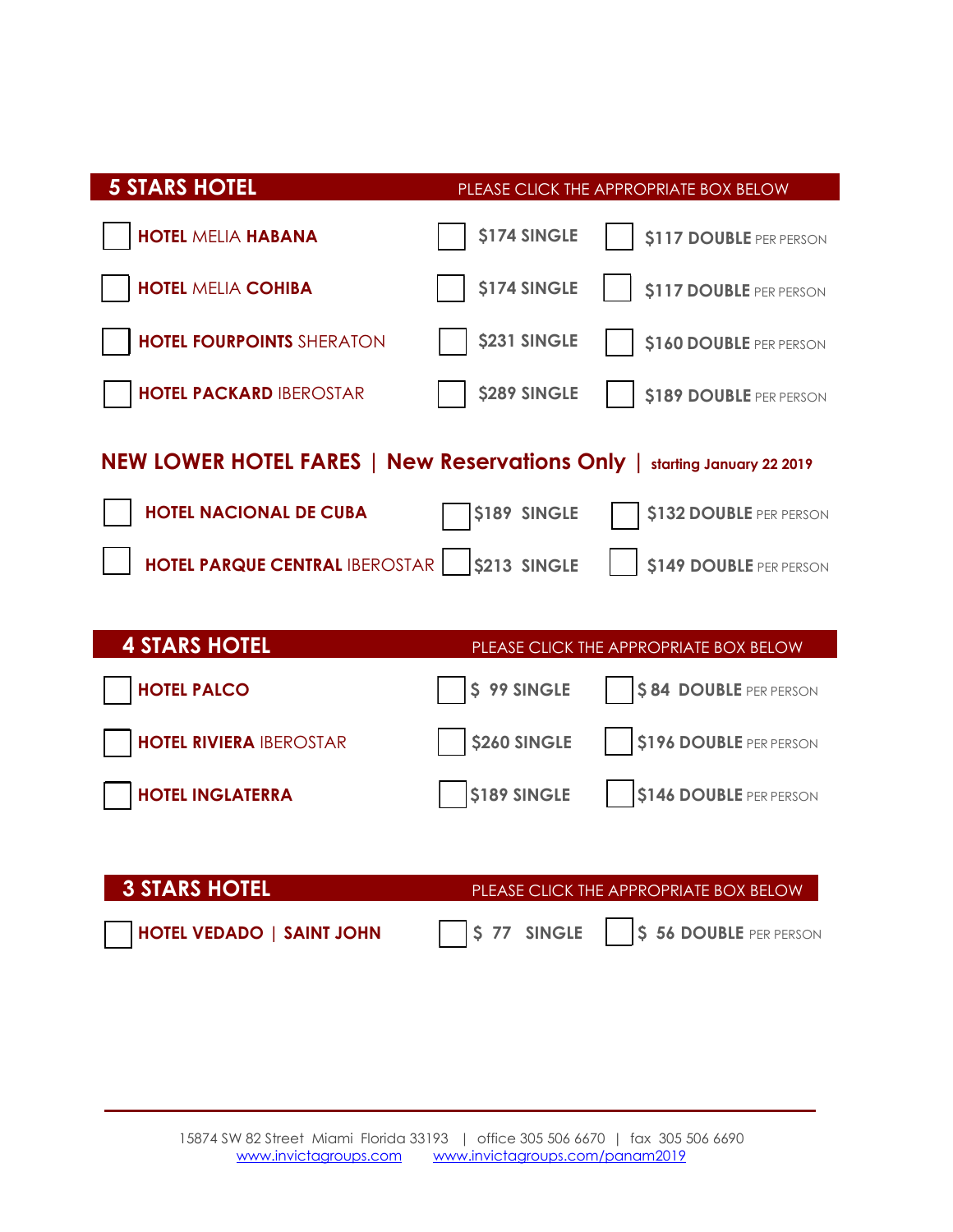## 5 STARS HOTEL

PLEASE CLICK THE APPROPRIATE BOX BELOW

| Hotel | Single | Double |
| --- | --- | --- |
| ☐ **HOTEL** MELIA **HABANA** | ☐ $174 SINGLE | ☐ $117 DOUBLE PER PERSON |
| ☐ **HOTEL** MELIA **COHIBA** | ☐ $174 SINGLE | ☐ $117 DOUBLE PER PERSON |
| ☐ **HOTEL FOURPOINTS** SHERATON | ☐ $231 SINGLE | ☐ $160 DOUBLE PER PERSON |
| ☐ **HOTEL PACKARD** IBEROSTAR | ☐ $289 SINGLE | ☐ $189 DOUBLE PER PERSON |

**NEW LOWER HOTEL FARES | New Reservations Only | starting January 22 2019**

| Hotel | Single | Double |
| --- | --- | --- |
| ☐ **HOTEL NACIONAL DE CUBA** | ☐ $189 SINGLE | ☐ $132 DOUBLE PER PERSON |
| ☐ **HOTEL PARQUE CENTRAL** IBEROSTAR | ☐ $213 SINGLE | ☐ $149 DOUBLE PER PERSON |

## 4 STARS HOTEL

PLEASE CLICK THE APPROPRIATE BOX BELOW

| Hotel | Single | Double |
| --- | --- | --- |
| ☐ **HOTEL PALCO** | ☐ $ 99 SINGLE | ☐ $ 84 DOUBLE PER PERSON |
| ☐ **HOTEL RIVIERA** IBEROSTAR | ☐ $260 SINGLE | ☐ $196 DOUBLE PER PERSON |
| ☐ **HOTEL INGLATERRA** | ☐ $189 SINGLE | ☐ $146 DOUBLE PER PERSON |

## 3 STARS HOTEL

PLEASE CLICK THE APPROPRIATE BOX BELOW

| Hotel | Single | Double |
| --- | --- | --- |
| ☐ **HOTEL VEDADO \| SAINT JOHN** | ☐ $ 77 SINGLE | ☐ $ 56 DOUBLE PER PERSON |

15874 SW 82 Street Miami Florida 33193 | office 305 506 6670 | fax 305 506 6690
www.invictagroups.com www.invictagroups.com/panam2019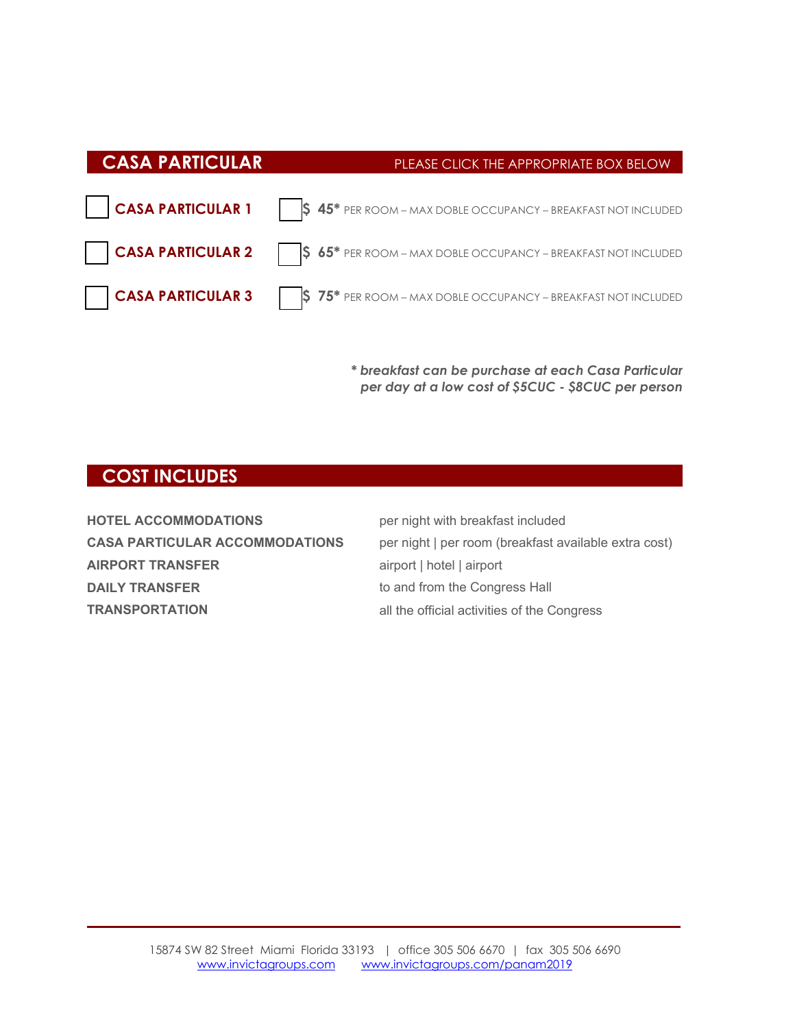## CASA PARTICULAR

PLEASE CLICK THE APPROPRIATE BOX BELOW

| | |
|---|---|
| ☐ **CASA PARTICULAR 1** | ☐ **$ 45*** PER ROOM – MAX DOBLE OCCUPANCY – BREAKFAST NOT INCLUDED |
| ☐ **CASA PARTICULAR 2** | ☐ **$ 65*** PER ROOM – MAX DOBLE OCCUPANCY – BREAKFAST NOT INCLUDED |
| ☐ **CASA PARTICULAR 3** | ☐ **$ 75*** PER ROOM – MAX DOBLE OCCUPANCY – BREAKFAST NOT INCLUDED |

***\* breakfast can be purchase at each Casa Particular per day at a low cost of $5CUC - $8CUC per person***

## COST INCLUDES

| | |
|---|---|
| **HOTEL ACCOMMODATIONS** | per night with breakfast included |
| **CASA PARTICULAR ACCOMMODATIONS** | per night \| per room (breakfast available extra cost) |
| **AIRPORT TRANSFER** | airport \| hotel \| airport |
| **DAILY TRANSFER** | to and from the Congress Hall |
| **TRANSPORTATION** | all the official activities of the Congress |

15874 SW 82 Street Miami Florida 33193 | office 305 506 6670 | fax 305 506 6690
www.invictagroups.com www.invictagroups.com/panam2019